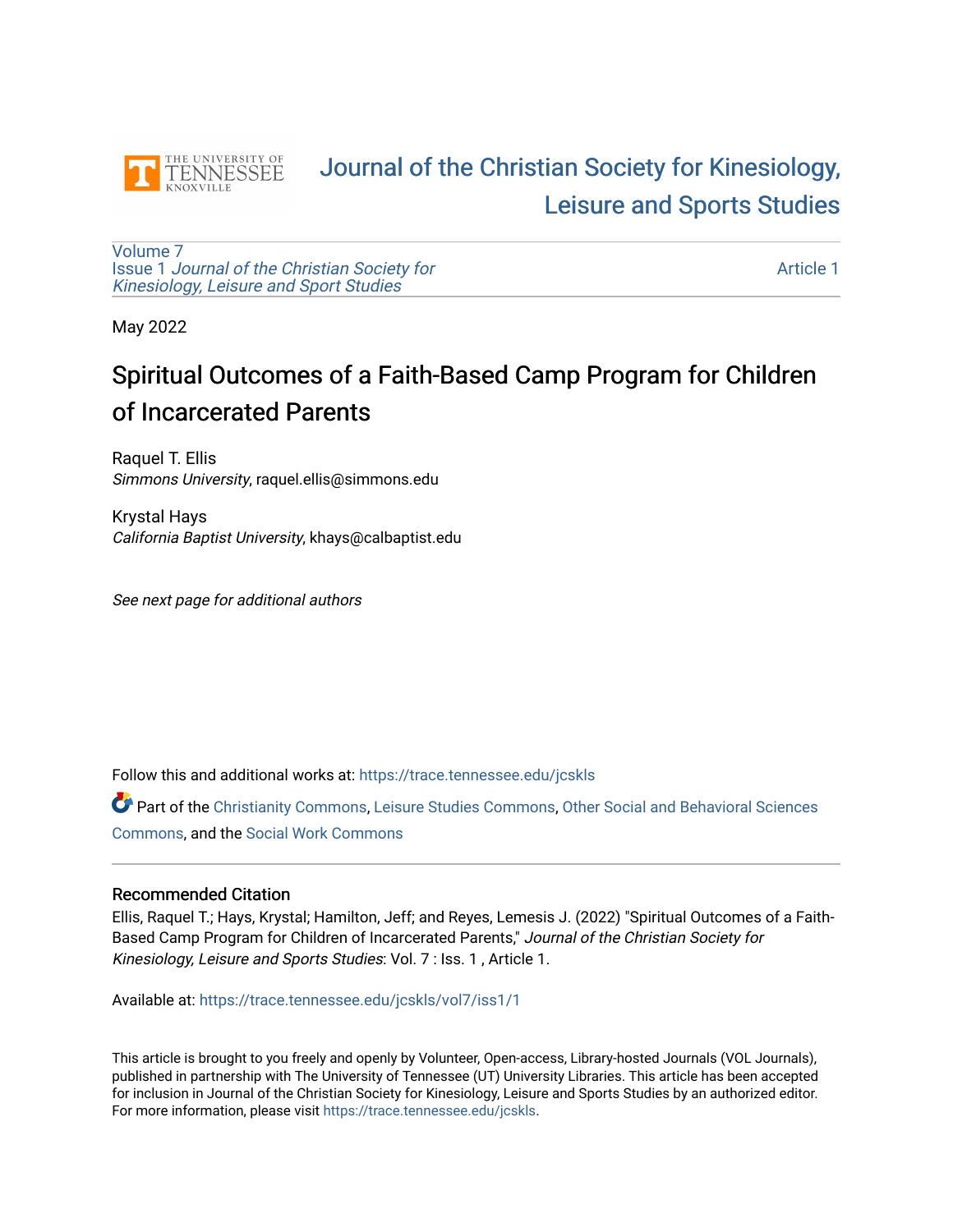THE UNIVERSITY OF TENNESSEE KNOXVILLE

# Journal of the Christian Society for Kinesiology, Leisure and Sports Studies

Volume 7
Issue 1 *Journal of the Christian Society for Kinesiology, Leisure and Sport Studies*

Article 1

May 2022

# Spiritual Outcomes of a Faith-Based Camp Program for Children of Incarcerated Parents

Raquel T. Ellis
*Simmons University*, raquel.ellis@simmons.edu

Krystal Hays
*California Baptist University*, khays@calbaptist.edu

*See next page for additional authors*

Follow this and additional works at: https://trace.tennessee.edu/jcskls

Part of the Christianity Commons, Leisure Studies Commons, Other Social and Behavioral Sciences Commons, and the Social Work Commons

### Recommended Citation

Ellis, Raquel T.; Hays, Krystal; Hamilton, Jeff; and Reyes, Lemesis J. (2022) "Spiritual Outcomes of a Faith-Based Camp Program for Children of Incarcerated Parents," *Journal of the Christian Society for Kinesiology, Leisure and Sports Studies*: Vol. 7 : Iss. 1 , Article 1.

Available at: https://trace.tennessee.edu/jcskls/vol7/iss1/1

This article is brought to you freely and openly by Volunteer, Open-access, Library-hosted Journals (VOL Journals), published in partnership with The University of Tennessee (UT) University Libraries. This article has been accepted for inclusion in Journal of the Christian Society for Kinesiology, Leisure and Sports Studies by an authorized editor. For more information, please visit https://trace.tennessee.edu/jcskls.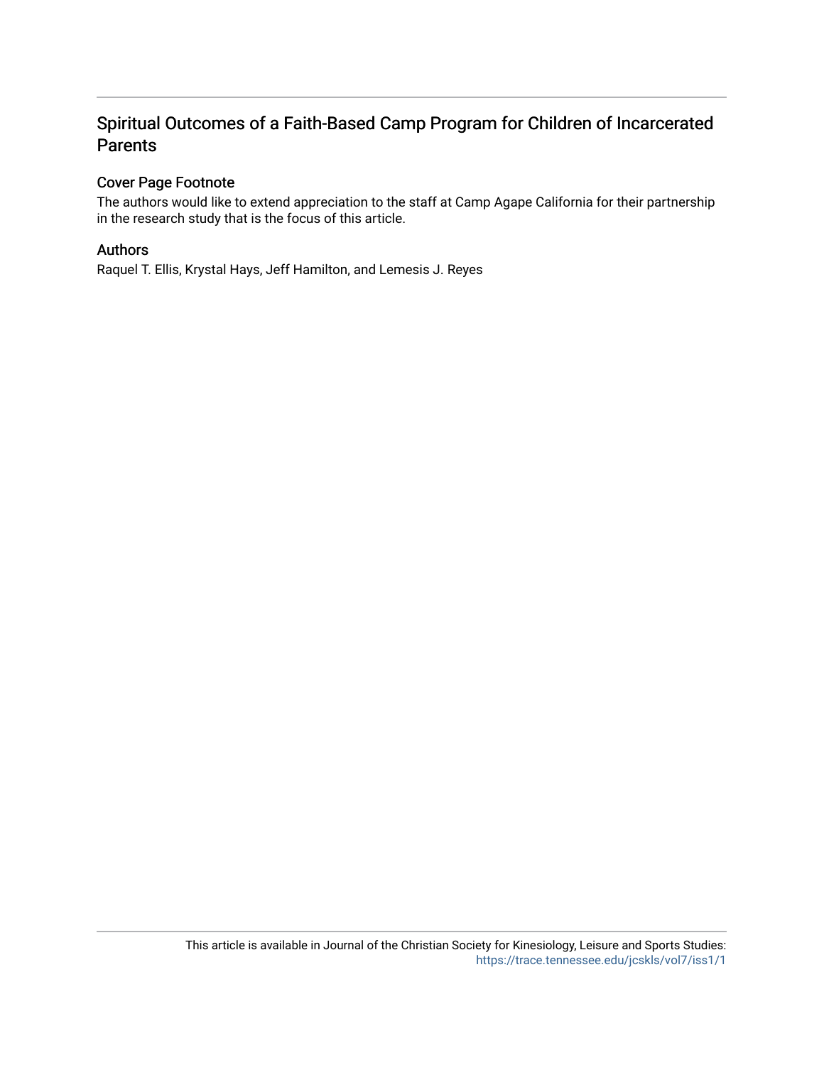# Spiritual Outcomes of a Faith-Based Camp Program for Children of Incarcerated Parents

## Cover Page Footnote

The authors would like to extend appreciation to the staff at Camp Agape California for their partnership in the research study that is the focus of this article.

## Authors

Raquel T. Ellis, Krystal Hays, Jeff Hamilton, and Lemesis J. Reyes

This article is available in Journal of the Christian Society for Kinesiology, Leisure and Sports Studies: https://trace.tennessee.edu/jcskls/vol7/iss1/1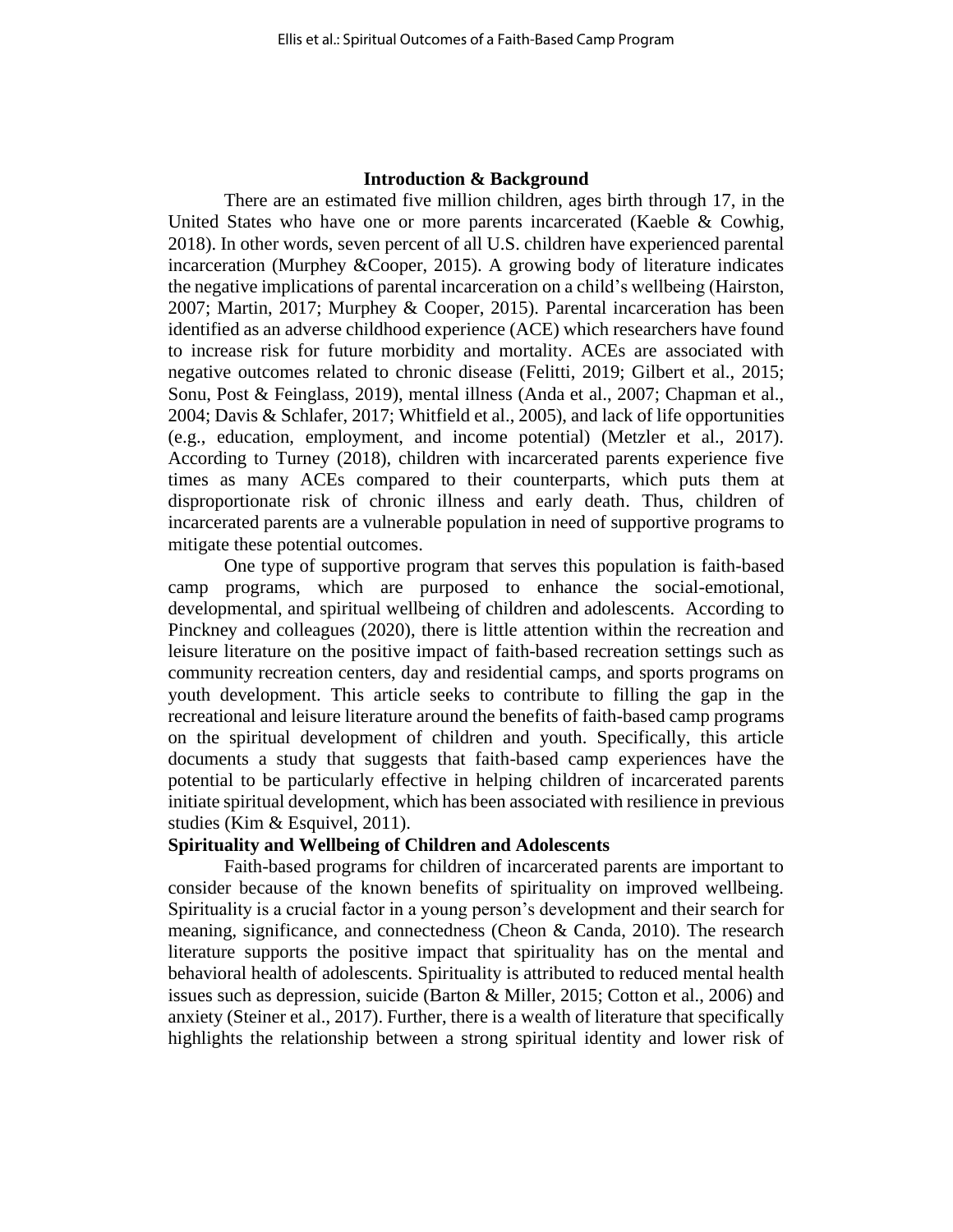## Introduction & Background

There are an estimated five million children, ages birth through 17, in the United States who have one or more parents incarcerated (Kaeble & Cowhig, 2018). In other words, seven percent of all U.S. children have experienced parental incarceration (Murphey &Cooper, 2015). A growing body of literature indicates the negative implications of parental incarceration on a child's wellbeing (Hairston, 2007; Martin, 2017; Murphey & Cooper, 2015). Parental incarceration has been identified as an adverse childhood experience (ACE) which researchers have found to increase risk for future morbidity and mortality. ACEs are associated with negative outcomes related to chronic disease (Felitti, 2019; Gilbert et al., 2015; Sonu, Post & Feinglass, 2019), mental illness (Anda et al., 2007; Chapman et al., 2004; Davis & Schlafer, 2017; Whitfield et al., 2005), and lack of life opportunities (e.g., education, employment, and income potential) (Metzler et al., 2017). According to Turney (2018), children with incarcerated parents experience five times as many ACEs compared to their counterparts, which puts them at disproportionate risk of chronic illness and early death. Thus, children of incarcerated parents are a vulnerable population in need of supportive programs to mitigate these potential outcomes.

One type of supportive program that serves this population is faith-based camp programs, which are purposed to enhance the social-emotional, developmental, and spiritual wellbeing of children and adolescents. According to Pinckney and colleagues (2020), there is little attention within the recreation and leisure literature on the positive impact of faith-based recreation settings such as community recreation centers, day and residential camps, and sports programs on youth development. This article seeks to contribute to filling the gap in the recreational and leisure literature around the benefits of faith-based camp programs on the spiritual development of children and youth. Specifically, this article documents a study that suggests that faith-based camp experiences have the potential to be particularly effective in helping children of incarcerated parents initiate spiritual development, which has been associated with resilience in previous studies (Kim & Esquivel, 2011).

### Spirituality and Wellbeing of Children and Adolescents

Faith-based programs for children of incarcerated parents are important to consider because of the known benefits of spirituality on improved wellbeing. Spirituality is a crucial factor in a young person's development and their search for meaning, significance, and connectedness (Cheon & Canda, 2010). The research literature supports the positive impact that spirituality has on the mental and behavioral health of adolescents. Spirituality is attributed to reduced mental health issues such as depression, suicide (Barton & Miller, 2015; Cotton et al., 2006) and anxiety (Steiner et al., 2017). Further, there is a wealth of literature that specifically highlights the relationship between a strong spiritual identity and lower risk of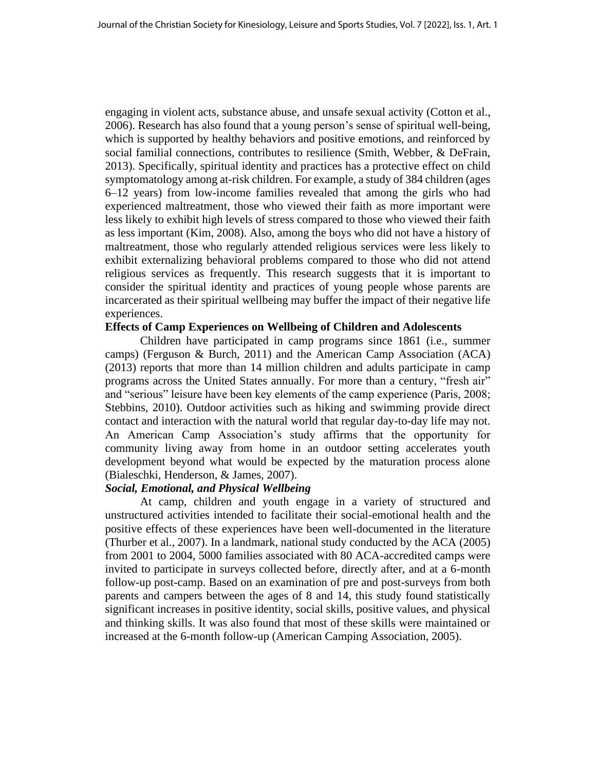engaging in violent acts, substance abuse, and unsafe sexual activity (Cotton et al., 2006). Research has also found that a young person's sense of spiritual well-being, which is supported by healthy behaviors and positive emotions, and reinforced by social familial connections, contributes to resilience (Smith, Webber, & DeFrain, 2013). Specifically, spiritual identity and practices has a protective effect on child symptomatology among at-risk children. For example, a study of 384 children (ages 6–12 years) from low-income families revealed that among the girls who had experienced maltreatment, those who viewed their faith as more important were less likely to exhibit high levels of stress compared to those who viewed their faith as less important (Kim, 2008). Also, among the boys who did not have a history of maltreatment, those who regularly attended religious services were less likely to exhibit externalizing behavioral problems compared to those who did not attend religious services as frequently. This research suggests that it is important to consider the spiritual identity and practices of young people whose parents are incarcerated as their spiritual wellbeing may buffer the impact of their negative life experiences.

## Effects of Camp Experiences on Wellbeing of Children and Adolescents

Children have participated in camp programs since 1861 (i.e., summer camps) (Ferguson & Burch, 2011) and the American Camp Association (ACA) (2013) reports that more than 14 million children and adults participate in camp programs across the United States annually. For more than a century, "fresh air" and "serious" leisure have been key elements of the camp experience (Paris, 2008; Stebbins, 2010). Outdoor activities such as hiking and swimming provide direct contact and interaction with the natural world that regular day-to-day life may not. An American Camp Association's study affirms that the opportunity for community living away from home in an outdoor setting accelerates youth development beyond what would be expected by the maturation process alone (Bialeschki, Henderson, & James, 2007).

### *Social, Emotional, and Physical Wellbeing*

At camp, children and youth engage in a variety of structured and unstructured activities intended to facilitate their social-emotional health and the positive effects of these experiences have been well-documented in the literature (Thurber et al., 2007). In a landmark, national study conducted by the ACA (2005) from 2001 to 2004, 5000 families associated with 80 ACA-accredited camps were invited to participate in surveys collected before, directly after, and at a 6-month follow-up post-camp. Based on an examination of pre and post-surveys from both parents and campers between the ages of 8 and 14, this study found statistically significant increases in positive identity, social skills, positive values, and physical and thinking skills. It was also found that most of these skills were maintained or increased at the 6-month follow-up (American Camping Association, 2005).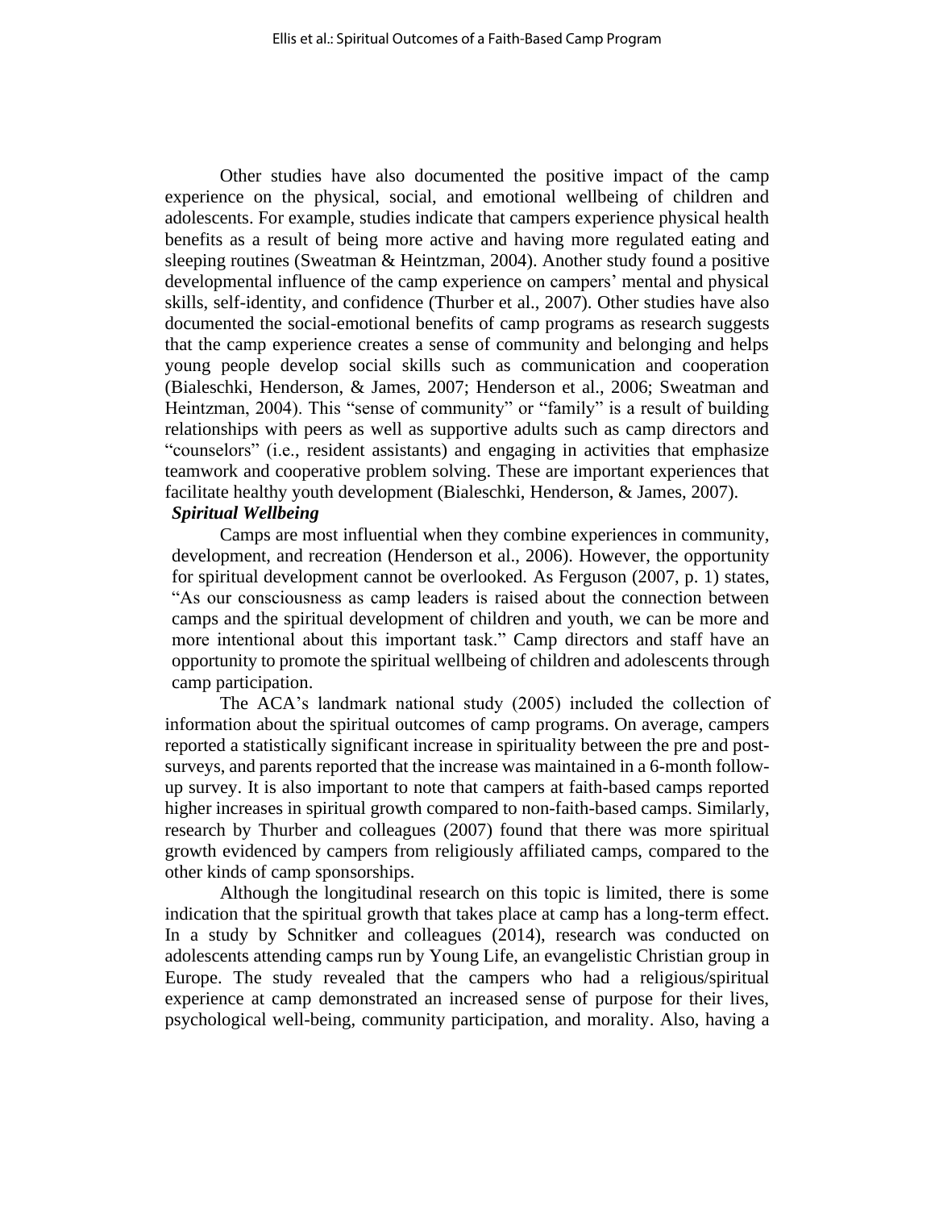Other studies have also documented the positive impact of the camp experience on the physical, social, and emotional wellbeing of children and adolescents. For example, studies indicate that campers experience physical health benefits as a result of being more active and having more regulated eating and sleeping routines (Sweatman & Heintzman, 2004). Another study found a positive developmental influence of the camp experience on campers' mental and physical skills, self-identity, and confidence (Thurber et al., 2007). Other studies have also documented the social-emotional benefits of camp programs as research suggests that the camp experience creates a sense of community and belonging and helps young people develop social skills such as communication and cooperation (Bialeschki, Henderson, & James, 2007; Henderson et al., 2006; Sweatman and Heintzman, 2004). This "sense of community" or "family" is a result of building relationships with peers as well as supportive adults such as camp directors and "counselors" (i.e., resident assistants) and engaging in activities that emphasize teamwork and cooperative problem solving. These are important experiences that facilitate healthy youth development (Bialeschki, Henderson, & James, 2007).

***Spiritual Wellbeing***

Camps are most influential when they combine experiences in community, development, and recreation (Henderson et al., 2006). However, the opportunity for spiritual development cannot be overlooked. As Ferguson (2007, p. 1) states, "As our consciousness as camp leaders is raised about the connection between camps and the spiritual development of children and youth, we can be more and more intentional about this important task." Camp directors and staff have an opportunity to promote the spiritual wellbeing of children and adolescents through camp participation.

The ACA's landmark national study (2005) included the collection of information about the spiritual outcomes of camp programs. On average, campers reported a statistically significant increase in spirituality between the pre and post-surveys, and parents reported that the increase was maintained in a 6-month follow-up survey. It is also important to note that campers at faith-based camps reported higher increases in spiritual growth compared to non-faith-based camps. Similarly, research by Thurber and colleagues (2007) found that there was more spiritual growth evidenced by campers from religiously affiliated camps, compared to the other kinds of camp sponsorships.

Although the longitudinal research on this topic is limited, there is some indication that the spiritual growth that takes place at camp has a long-term effect. In a study by Schnitker and colleagues (2014), research was conducted on adolescents attending camps run by Young Life, an evangelistic Christian group in Europe. The study revealed that the campers who had a religious/spiritual experience at camp demonstrated an increased sense of purpose for their lives, psychological well-being, community participation, and morality. Also, having a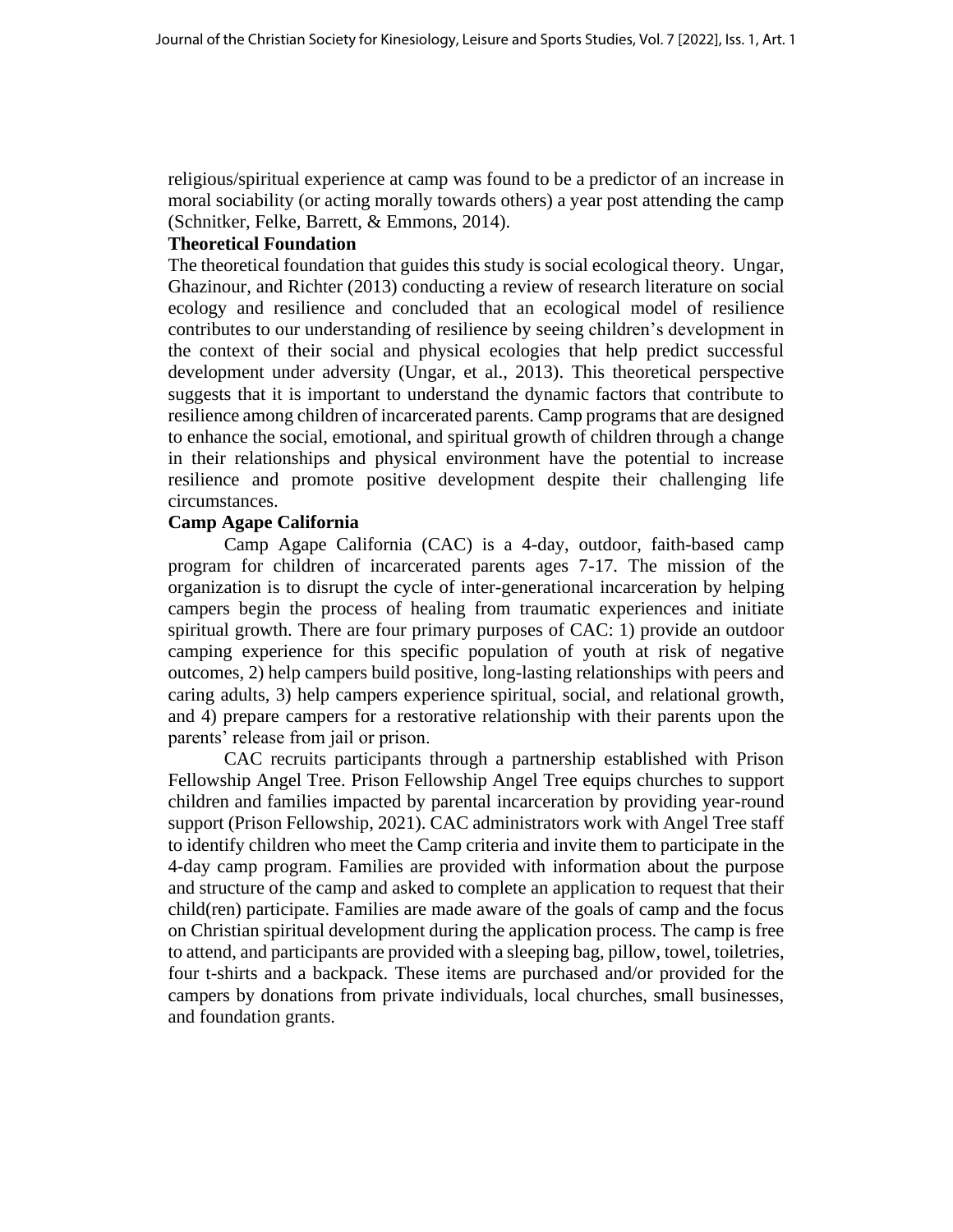religious/spiritual experience at camp was found to be a predictor of an increase in moral sociability (or acting morally towards others) a year post attending the camp (Schnitker, Felke, Barrett, & Emmons, 2014).

**Theoretical Foundation**

The theoretical foundation that guides this study is social ecological theory. Ungar, Ghazinour, and Richter (2013) conducting a review of research literature on social ecology and resilience and concluded that an ecological model of resilience contributes to our understanding of resilience by seeing children's development in the context of their social and physical ecologies that help predict successful development under adversity (Ungar, et al., 2013). This theoretical perspective suggests that it is important to understand the dynamic factors that contribute to resilience among children of incarcerated parents. Camp programs that are designed to enhance the social, emotional, and spiritual growth of children through a change in their relationships and physical environment have the potential to increase resilience and promote positive development despite their challenging life circumstances.

**Camp Agape California**

Camp Agape California (CAC) is a 4-day, outdoor, faith-based camp program for children of incarcerated parents ages 7-17. The mission of the organization is to disrupt the cycle of inter-generational incarceration by helping campers begin the process of healing from traumatic experiences and initiate spiritual growth. There are four primary purposes of CAC: 1) provide an outdoor camping experience for this specific population of youth at risk of negative outcomes, 2) help campers build positive, long-lasting relationships with peers and caring adults, 3) help campers experience spiritual, social, and relational growth, and 4) prepare campers for a restorative relationship with their parents upon the parents' release from jail or prison.

CAC recruits participants through a partnership established with Prison Fellowship Angel Tree. Prison Fellowship Angel Tree equips churches to support children and families impacted by parental incarceration by providing year-round support (Prison Fellowship, 2021). CAC administrators work with Angel Tree staff to identify children who meet the Camp criteria and invite them to participate in the 4-day camp program. Families are provided with information about the purpose and structure of the camp and asked to complete an application to request that their child(ren) participate. Families are made aware of the goals of camp and the focus on Christian spiritual development during the application process. The camp is free to attend, and participants are provided with a sleeping bag, pillow, towel, toiletries, four t-shirts and a backpack. These items are purchased and/or provided for the campers by donations from private individuals, local churches, small businesses, and foundation grants.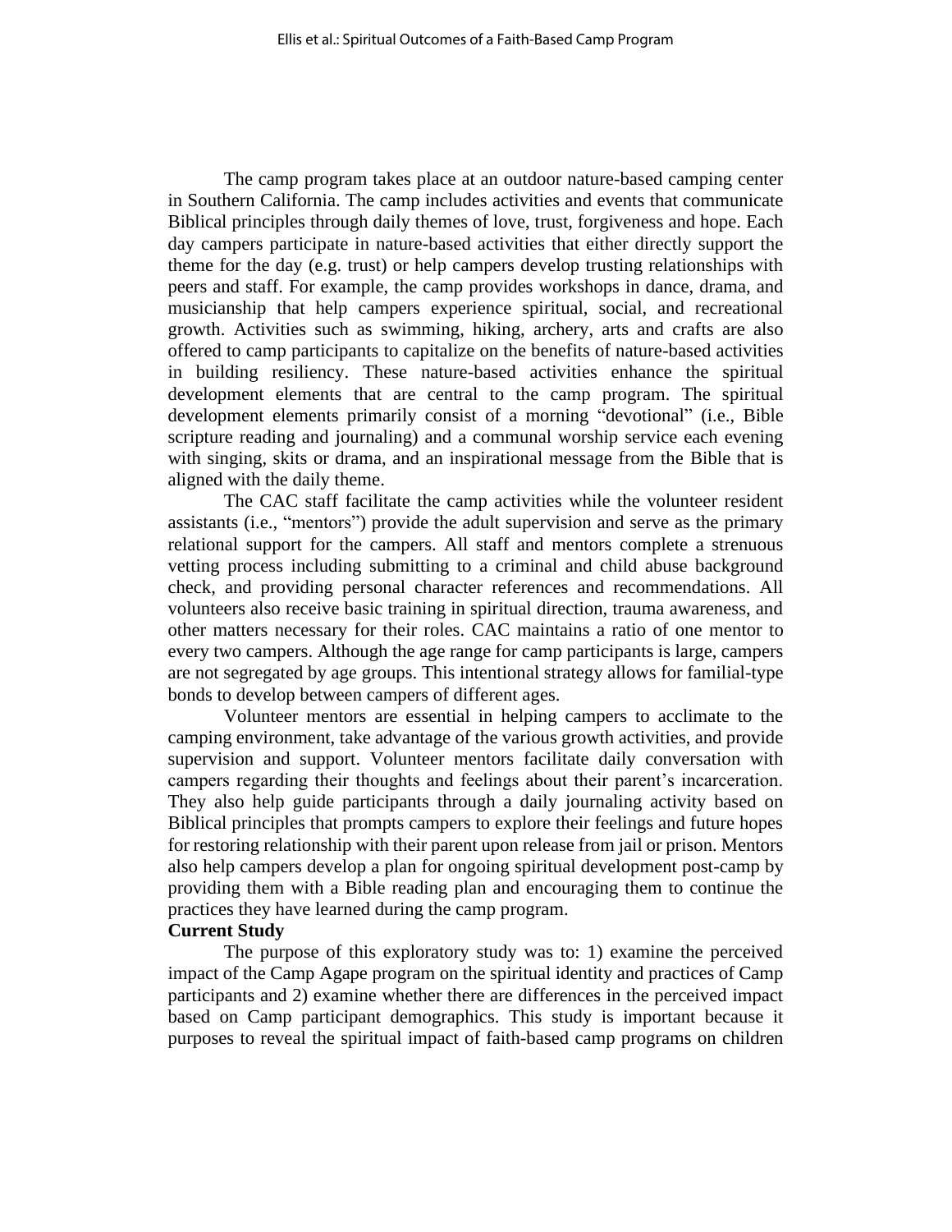The camp program takes place at an outdoor nature-based camping center in Southern California. The camp includes activities and events that communicate Biblical principles through daily themes of love, trust, forgiveness and hope. Each day campers participate in nature-based activities that either directly support the theme for the day (e.g. trust) or help campers develop trusting relationships with peers and staff. For example, the camp provides workshops in dance, drama, and musicianship that help campers experience spiritual, social, and recreational growth. Activities such as swimming, hiking, archery, arts and crafts are also offered to camp participants to capitalize on the benefits of nature-based activities in building resiliency. These nature-based activities enhance the spiritual development elements that are central to the camp program. The spiritual development elements primarily consist of a morning "devotional" (i.e., Bible scripture reading and journaling) and a communal worship service each evening with singing, skits or drama, and an inspirational message from the Bible that is aligned with the daily theme.

The CAC staff facilitate the camp activities while the volunteer resident assistants (i.e., "mentors") provide the adult supervision and serve as the primary relational support for the campers. All staff and mentors complete a strenuous vetting process including submitting to a criminal and child abuse background check, and providing personal character references and recommendations. All volunteers also receive basic training in spiritual direction, trauma awareness, and other matters necessary for their roles. CAC maintains a ratio of one mentor to every two campers. Although the age range for camp participants is large, campers are not segregated by age groups. This intentional strategy allows for familial-type bonds to develop between campers of different ages.

Volunteer mentors are essential in helping campers to acclimate to the camping environment, take advantage of the various growth activities, and provide supervision and support. Volunteer mentors facilitate daily conversation with campers regarding their thoughts and feelings about their parent's incarceration. They also help guide participants through a daily journaling activity based on Biblical principles that prompts campers to explore their feelings and future hopes for restoring relationship with their parent upon release from jail or prison. Mentors also help campers develop a plan for ongoing spiritual development post-camp by providing them with a Bible reading plan and encouraging them to continue the practices they have learned during the camp program.

**Current Study**

The purpose of this exploratory study was to: 1) examine the perceived impact of the Camp Agape program on the spiritual identity and practices of Camp participants and 2) examine whether there are differences in the perceived impact based on Camp participant demographics. This study is important because it purposes to reveal the spiritual impact of faith-based camp programs on children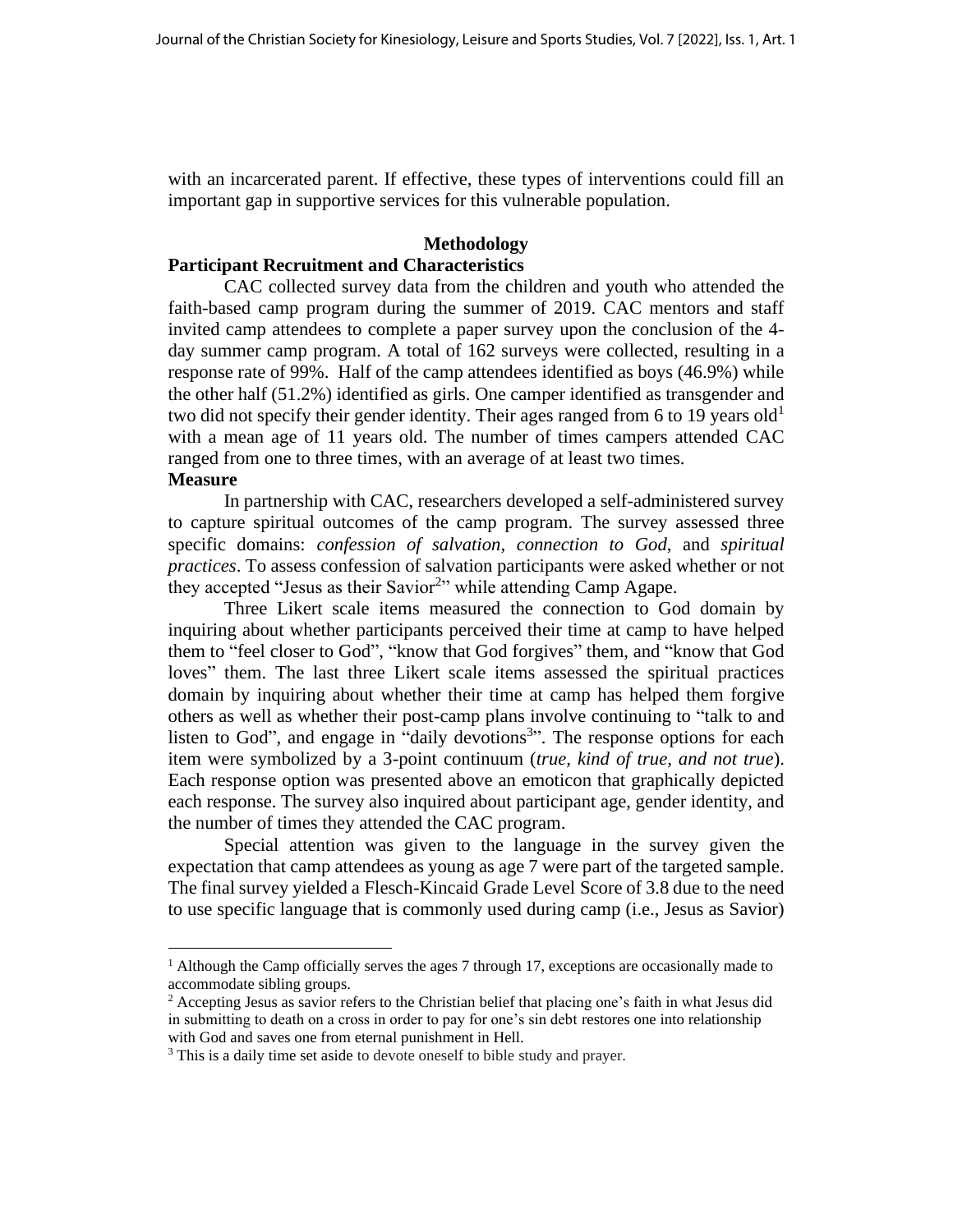with an incarcerated parent. If effective, these types of interventions could fill an important gap in supportive services for this vulnerable population.

## Methodology

### Participant Recruitment and Characteristics

CAC collected survey data from the children and youth who attended the faith-based camp program during the summer of 2019. CAC mentors and staff invited camp attendees to complete a paper survey upon the conclusion of the 4-day summer camp program. A total of 162 surveys were collected, resulting in a response rate of 99%. Half of the camp attendees identified as boys (46.9%) while the other half (51.2%) identified as girls. One camper identified as transgender and two did not specify their gender identity. Their ages ranged from 6 to 19 years old[1] with a mean age of 11 years old. The number of times campers attended CAC ranged from one to three times, with an average of at least two times.

### Measure

In partnership with CAC, researchers developed a self-administered survey to capture spiritual outcomes of the camp program. The survey assessed three specific domains: *confession of salvation*, *connection to God*, and *spiritual practices*. To assess confession of salvation participants were asked whether or not they accepted "Jesus as their Savior[2]" while attending Camp Agape.

Three Likert scale items measured the connection to God domain by inquiring about whether participants perceived their time at camp to have helped them to "feel closer to God", "know that God forgives" them, and "know that God loves" them. The last three Likert scale items assessed the spiritual practices domain by inquiring about whether their time at camp has helped them forgive others as well as whether their post-camp plans involve continuing to "talk to and listen to God", and engage in "daily devotions[3]". The response options for each item were symbolized by a 3-point continuum (*true, kind of true, and not true*). Each response option was presented above an emoticon that graphically depicted each response. The survey also inquired about participant age, gender identity, and the number of times they attended the CAC program.

Special attention was given to the language in the survey given the expectation that camp attendees as young as age 7 were part of the targeted sample. The final survey yielded a Flesch-Kincaid Grade Level Score of 3.8 due to the need to use specific language that is commonly used during camp (i.e., Jesus as Savior)

---

[1] Although the Camp officially serves the ages 7 through 17, exceptions are occasionally made to accommodate sibling groups.

[2] Accepting Jesus as savior refers to the Christian belief that placing one's faith in what Jesus did in submitting to death on a cross in order to pay for one's sin debt restores one into relationship with God and saves one from eternal punishment in Hell.

[3] This is a daily time set aside to devote oneself to bible study and prayer.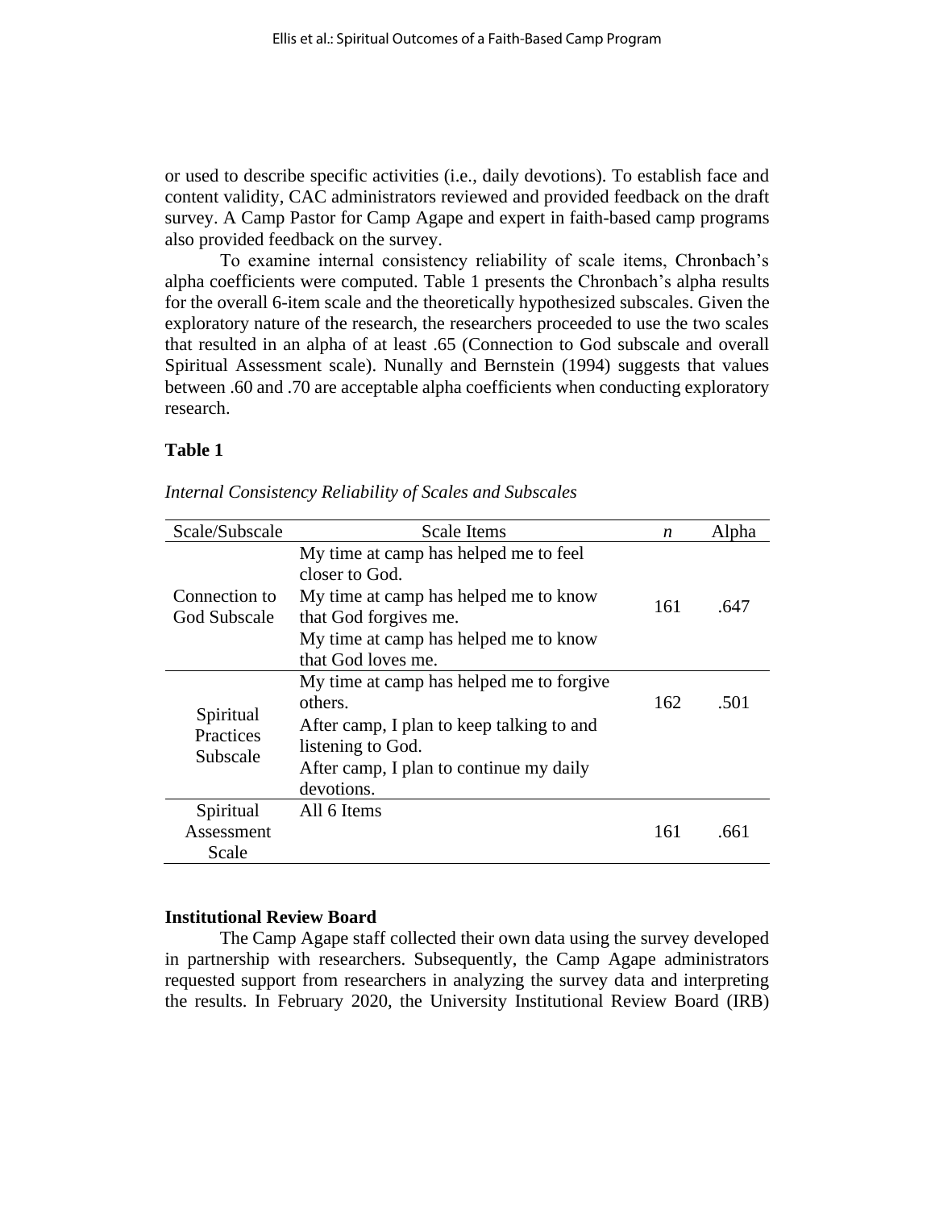or used to describe specific activities (i.e., daily devotions). To establish face and content validity, CAC administrators reviewed and provided feedback on the draft survey. A Camp Pastor for Camp Agape and expert in faith-based camp programs also provided feedback on the survey.

To examine internal consistency reliability of scale items, Chronbach's alpha coefficients were computed. Table 1 presents the Chronbach's alpha results for the overall 6-item scale and the theoretically hypothesized subscales. Given the exploratory nature of the research, the researchers proceeded to use the two scales that resulted in an alpha of at least .65 (Connection to God subscale and overall Spiritual Assessment scale). Nunally and Bernstein (1994) suggests that values between .60 and .70 are acceptable alpha coefficients when conducting exploratory research.

**Table 1**

*Internal Consistency Reliability of Scales and Subscales*

| Scale/Subscale | Scale Items | *n* | Alpha |
|---|---|---|---|
| Connection to God Subscale | My time at camp has helped me to feel closer to God.<br>My time at camp has helped me to know that God forgives me.<br>My time at camp has helped me to know that God loves me. | 161 | .647 |
| Spiritual Practices Subscale | My time at camp has helped me to forgive others.<br>After camp, I plan to keep talking to and listening to God.<br>After camp, I plan to continue my daily devotions. | 162 | .501 |
| Spiritual Assessment Scale | All 6 Items | 161 | .661 |

## Institutional Review Board

The Camp Agape staff collected their own data using the survey developed in partnership with researchers. Subsequently, the Camp Agape administrators requested support from researchers in analyzing the survey data and interpreting the results. In February 2020, the University Institutional Review Board (IRB)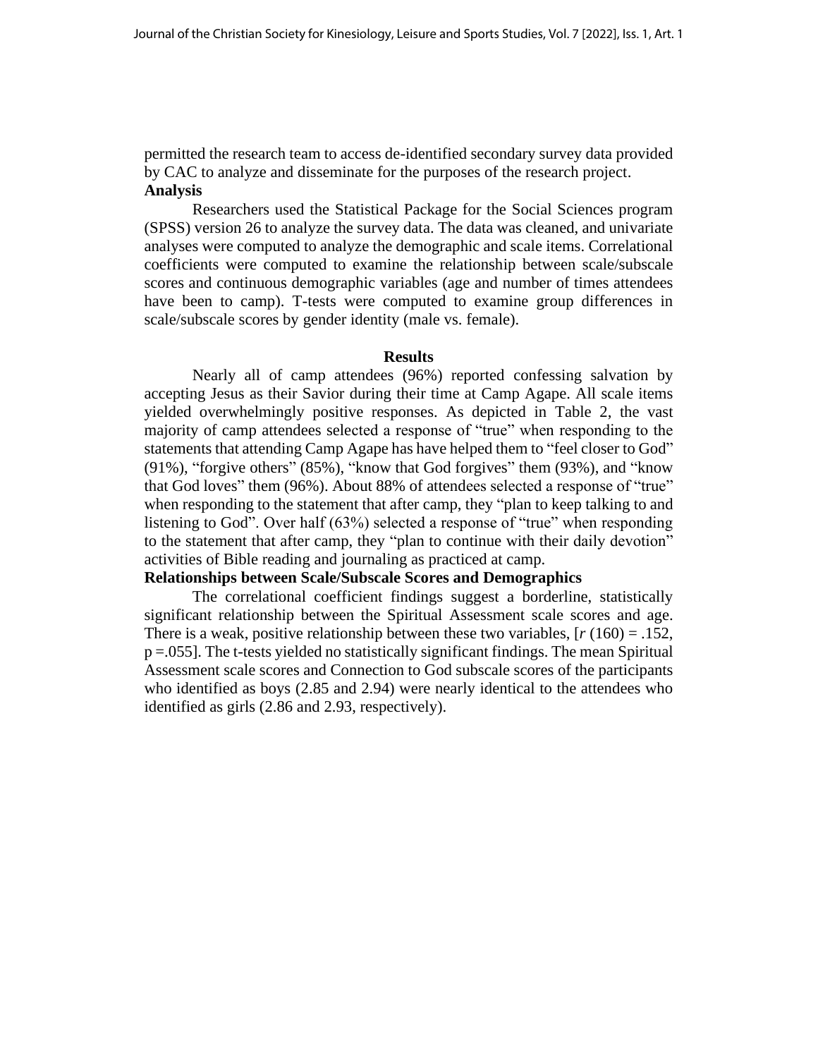permitted the research team to access de-identified secondary survey data provided by CAC to analyze and disseminate for the purposes of the research project.

**Analysis**

Researchers used the Statistical Package for the Social Sciences program (SPSS) version 26 to analyze the survey data. The data was cleaned, and univariate analyses were computed to analyze the demographic and scale items. Correlational coefficients were computed to examine the relationship between scale/subscale scores and continuous demographic variables (age and number of times attendees have been to camp). T-tests were computed to examine group differences in scale/subscale scores by gender identity (male vs. female).

## Results

Nearly all of camp attendees (96%) reported confessing salvation by accepting Jesus as their Savior during their time at Camp Agape. All scale items yielded overwhelmingly positive responses. As depicted in Table 2, the vast majority of camp attendees selected a response of "true" when responding to the statements that attending Camp Agape has have helped them to "feel closer to God" (91%), "forgive others" (85%), "know that God forgives" them (93%), and "know that God loves" them (96%). About 88% of attendees selected a response of "true" when responding to the statement that after camp, they "plan to keep talking to and listening to God". Over half (63%) selected a response of "true" when responding to the statement that after camp, they "plan to continue with their daily devotion" activities of Bible reading and journaling as practiced at camp.

**Relationships between Scale/Subscale Scores and Demographics**

The correlational coefficient findings suggest a borderline, statistically significant relationship between the Spiritual Assessment scale scores and age. There is a weak, positive relationship between these two variables, [$r$ (160) = .152, $p$ =.055]. The t-tests yielded no statistically significant findings. The mean Spiritual Assessment scale scores and Connection to God subscale scores of the participants who identified as boys (2.85 and 2.94) were nearly identical to the attendees who identified as girls (2.86 and 2.93, respectively).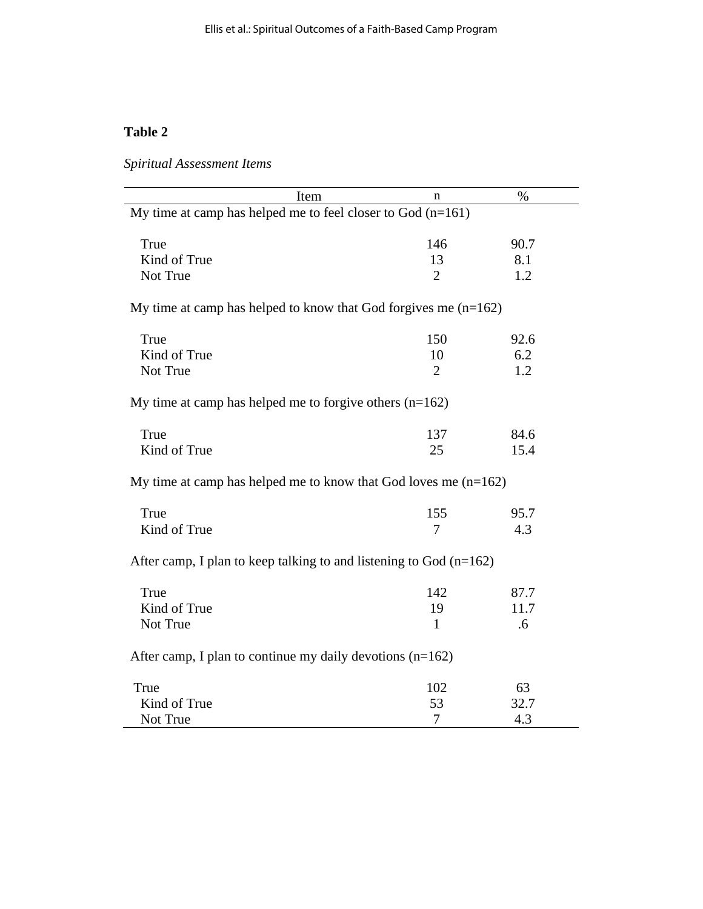**Table 2**

*Spiritual Assessment Items*

| Item | n | % |
|---|---|---|
| My time at camp has helped me to feel closer to God (n=161) | | |
| True | 146 | 90.7 |
| Kind of True | 13 | 8.1 |
| Not True | 2 | 1.2 |
| My time at camp has helped to know that God forgives me (n=162) | | |
| True | 150 | 92.6 |
| Kind of True | 10 | 6.2 |
| Not True | 2 | 1.2 |
| My time at camp has helped me to forgive others (n=162) | | |
| True | 137 | 84.6 |
| Kind of True | 25 | 15.4 |
| My time at camp has helped me to know that God loves me (n=162) | | |
| True | 155 | 95.7 |
| Kind of True | 7 | 4.3 |
| After camp, I plan to keep talking to and listening to God (n=162) | | |
| True | 142 | 87.7 |
| Kind of True | 19 | 11.7 |
| Not True | 1 | .6 |
| After camp, I plan to continue my daily devotions (n=162) | | |
| True | 102 | 63 |
| Kind of True | 53 | 32.7 |
| Not True | 7 | 4.3 |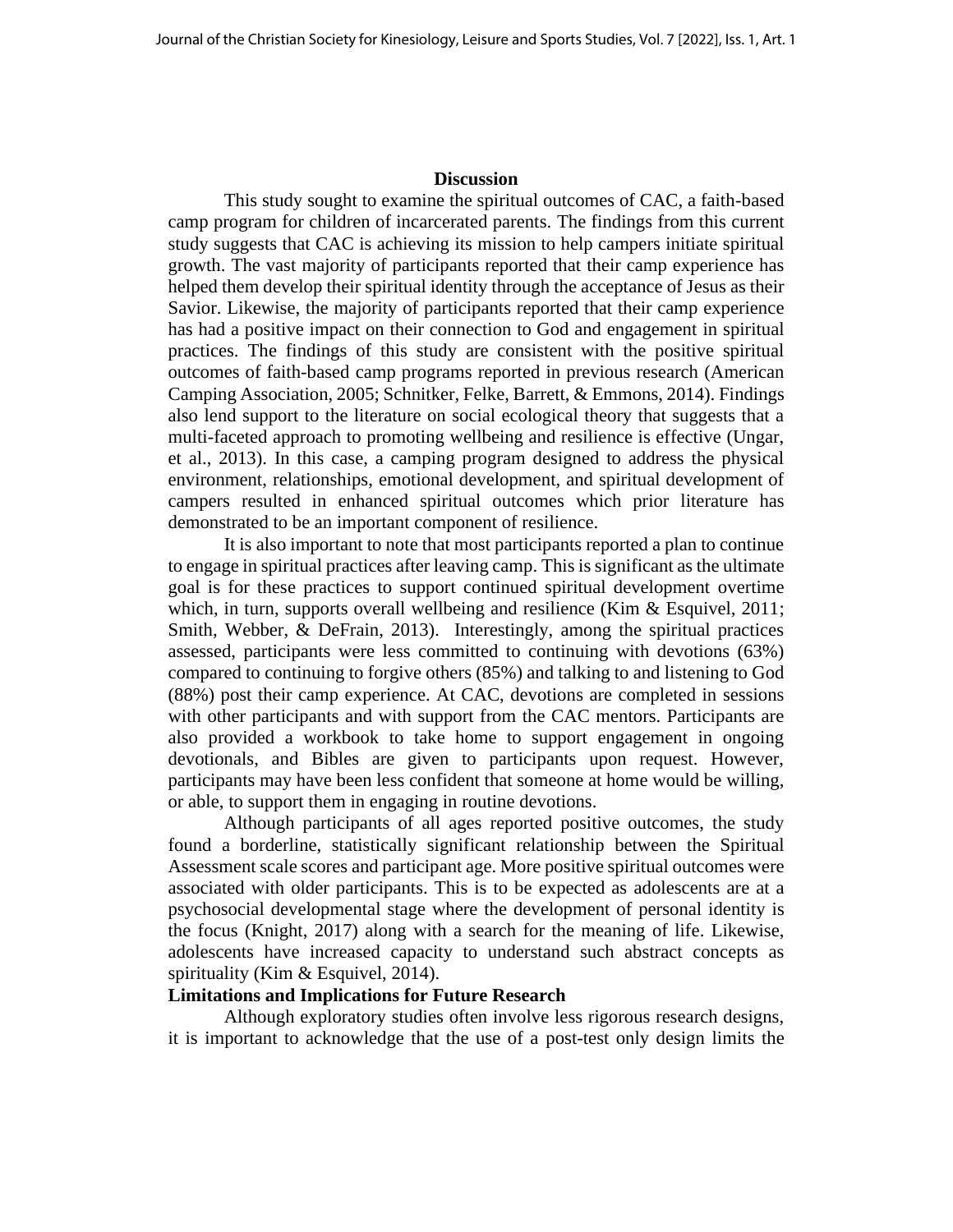## Discussion

This study sought to examine the spiritual outcomes of CAC, a faith-based camp program for children of incarcerated parents. The findings from this current study suggests that CAC is achieving its mission to help campers initiate spiritual growth. The vast majority of participants reported that their camp experience has helped them develop their spiritual identity through the acceptance of Jesus as their Savior. Likewise, the majority of participants reported that their camp experience has had a positive impact on their connection to God and engagement in spiritual practices. The findings of this study are consistent with the positive spiritual outcomes of faith-based camp programs reported in previous research (American Camping Association, 2005; Schnitker, Felke, Barrett, & Emmons, 2014). Findings also lend support to the literature on social ecological theory that suggests that a multi-faceted approach to promoting wellbeing and resilience is effective (Ungar, et al., 2013). In this case, a camping program designed to address the physical environment, relationships, emotional development, and spiritual development of campers resulted in enhanced spiritual outcomes which prior literature has demonstrated to be an important component of resilience.

It is also important to note that most participants reported a plan to continue to engage in spiritual practices after leaving camp. This is significant as the ultimate goal is for these practices to support continued spiritual development overtime which, in turn, supports overall wellbeing and resilience (Kim & Esquivel, 2011; Smith, Webber, & DeFrain, 2013). Interestingly, among the spiritual practices assessed, participants were less committed to continuing with devotions (63%) compared to continuing to forgive others (85%) and talking to and listening to God (88%) post their camp experience. At CAC, devotions are completed in sessions with other participants and with support from the CAC mentors. Participants are also provided a workbook to take home to support engagement in ongoing devotionals, and Bibles are given to participants upon request. However, participants may have been less confident that someone at home would be willing, or able, to support them in engaging in routine devotions.

Although participants of all ages reported positive outcomes, the study found a borderline, statistically significant relationship between the Spiritual Assessment scale scores and participant age. More positive spiritual outcomes were associated with older participants. This is to be expected as adolescents are at a psychosocial developmental stage where the development of personal identity is the focus (Knight, 2017) along with a search for the meaning of life. Likewise, adolescents have increased capacity to understand such abstract concepts as spirituality (Kim & Esquivel, 2014).

### Limitations and Implications for Future Research

Although exploratory studies often involve less rigorous research designs, it is important to acknowledge that the use of a post-test only design limits the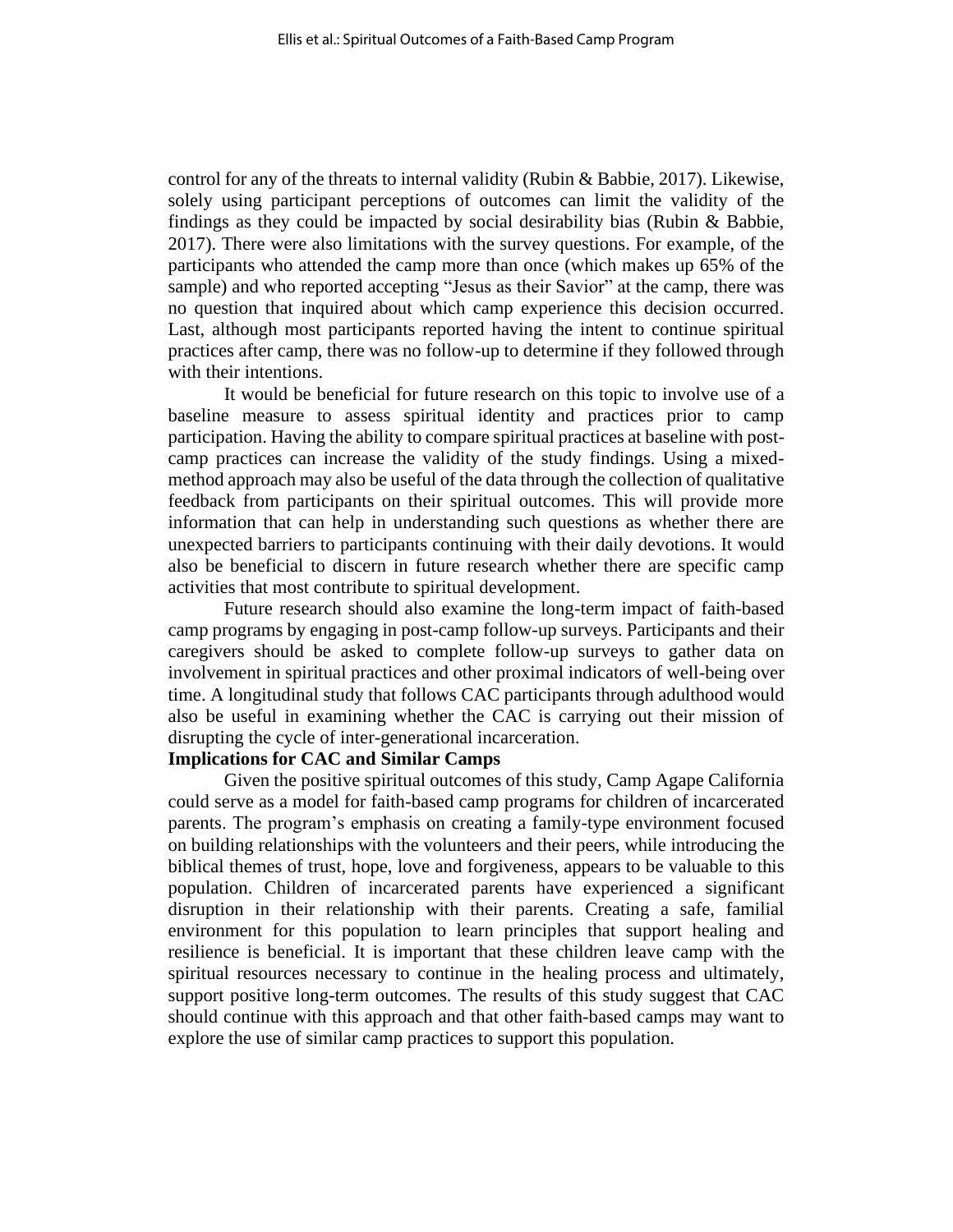control for any of the threats to internal validity (Rubin & Babbie, 2017). Likewise, solely using participant perceptions of outcomes can limit the validity of the findings as they could be impacted by social desirability bias (Rubin & Babbie, 2017). There were also limitations with the survey questions. For example, of the participants who attended the camp more than once (which makes up 65% of the sample) and who reported accepting "Jesus as their Savior" at the camp, there was no question that inquired about which camp experience this decision occurred. Last, although most participants reported having the intent to continue spiritual practices after camp, there was no follow-up to determine if they followed through with their intentions.

It would be beneficial for future research on this topic to involve use of a baseline measure to assess spiritual identity and practices prior to camp participation. Having the ability to compare spiritual practices at baseline with post-camp practices can increase the validity of the study findings. Using a mixed-method approach may also be useful of the data through the collection of qualitative feedback from participants on their spiritual outcomes. This will provide more information that can help in understanding such questions as whether there are unexpected barriers to participants continuing with their daily devotions. It would also be beneficial to discern in future research whether there are specific camp activities that most contribute to spiritual development.

Future research should also examine the long-term impact of faith-based camp programs by engaging in post-camp follow-up surveys. Participants and their caregivers should be asked to complete follow-up surveys to gather data on involvement in spiritual practices and other proximal indicators of well-being over time. A longitudinal study that follows CAC participants through adulthood would also be useful in examining whether the CAC is carrying out their mission of disrupting the cycle of inter-generational incarceration.

**Implications for CAC and Similar Camps**

Given the positive spiritual outcomes of this study, Camp Agape California could serve as a model for faith-based camp programs for children of incarcerated parents. The program's emphasis on creating a family-type environment focused on building relationships with the volunteers and their peers, while introducing the biblical themes of trust, hope, love and forgiveness, appears to be valuable to this population. Children of incarcerated parents have experienced a significant disruption in their relationship with their parents. Creating a safe, familial environment for this population to learn principles that support healing and resilience is beneficial. It is important that these children leave camp with the spiritual resources necessary to continue in the healing process and ultimately, support positive long-term outcomes. The results of this study suggest that CAC should continue with this approach and that other faith-based camps may want to explore the use of similar camp practices to support this population.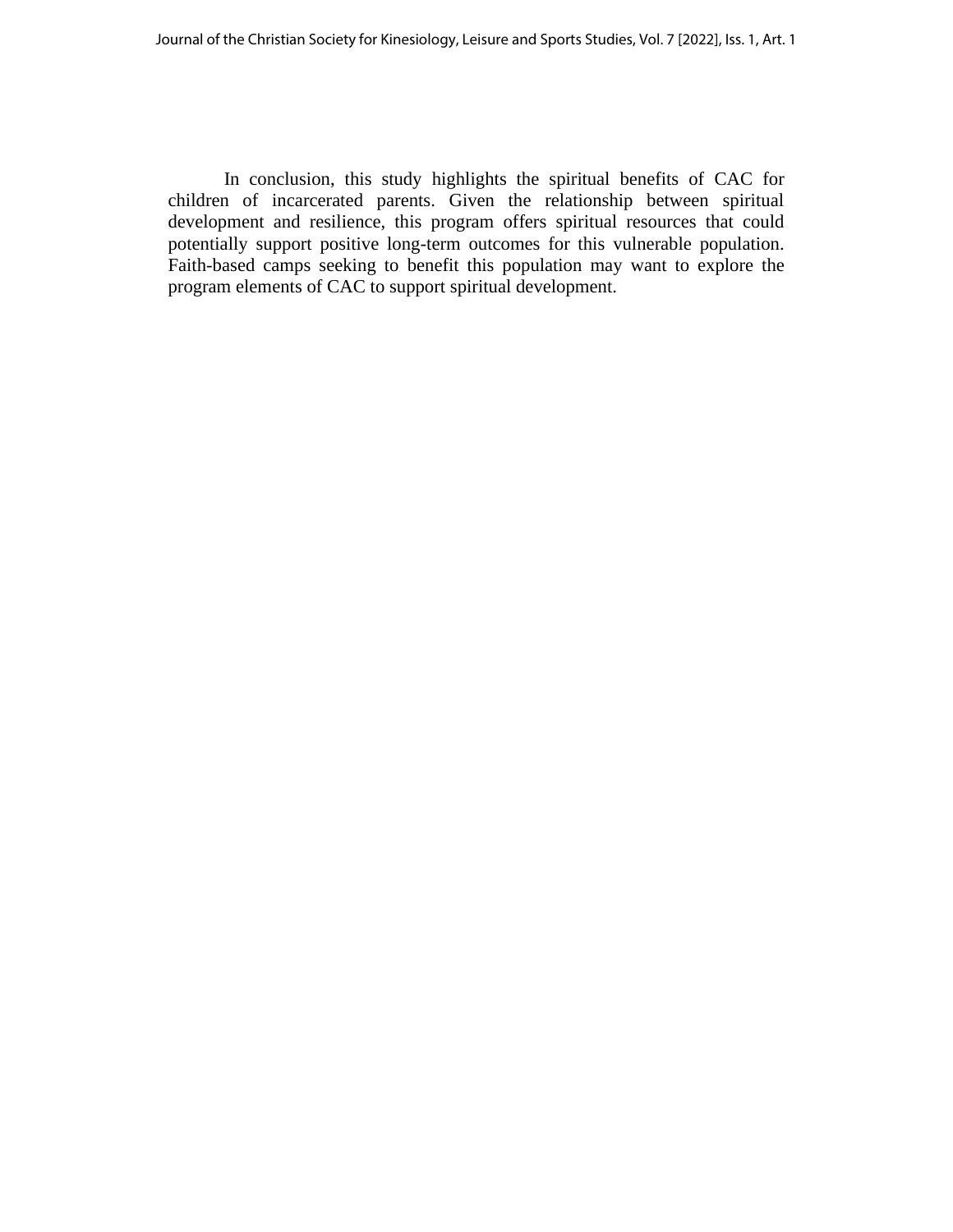In conclusion, this study highlights the spiritual benefits of CAC for children of incarcerated parents. Given the relationship between spiritual development and resilience, this program offers spiritual resources that could potentially support positive long-term outcomes for this vulnerable population. Faith-based camps seeking to benefit this population may want to explore the program elements of CAC to support spiritual development.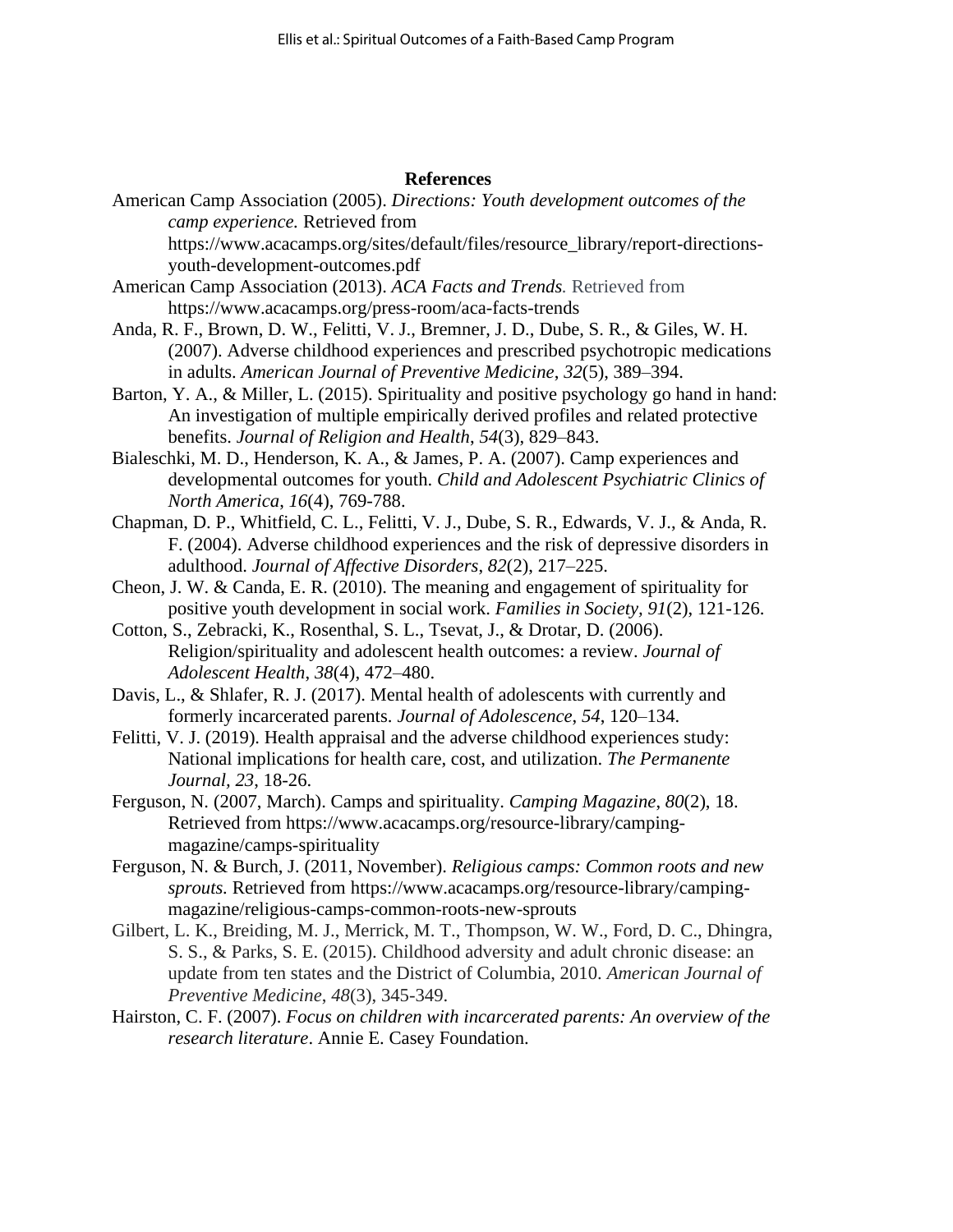## References

American Camp Association (2005). *Directions: Youth development outcomes of the camp experience.* Retrieved from https://www.acacamps.org/sites/default/files/resource_library/report-directions-youth-development-outcomes.pdf

American Camp Association (2013). *ACA Facts and Trends.* Retrieved from https://www.acacamps.org/press-room/aca-facts-trends

Anda, R. F., Brown, D. W., Felitti, V. J., Bremner, J. D., Dube, S. R., & Giles, W. H. (2007). Adverse childhood experiences and prescribed psychotropic medications in adults. *American Journal of Preventive Medicine*, *32*(5), 389–394.

Barton, Y. A., & Miller, L. (2015). Spirituality and positive psychology go hand in hand: An investigation of multiple empirically derived profiles and related protective benefits. *Journal of Religion and Health, 54*(3), 829–843.

Bialeschki, M. D., Henderson, K. A., & James, P. A. (2007). Camp experiences and developmental outcomes for youth. *Child and Adolescent Psychiatric Clinics of North America*, *16*(4), 769-788.

Chapman, D. P., Whitfield, C. L., Felitti, V. J., Dube, S. R., Edwards, V. J., & Anda, R. F. (2004). Adverse childhood experiences and the risk of depressive disorders in adulthood. *Journal of Affective Disorders*, *82*(2), 217–225.

Cheon, J. W. & Canda, E. R. (2010). The meaning and engagement of spirituality for positive youth development in social work. *Families in Society, 91*(2), 121-126.

Cotton, S., Zebracki, K., Rosenthal, S. L., Tsevat, J., & Drotar, D. (2006). Religion/spirituality and adolescent health outcomes: a review. *Journal of Adolescent Health*, *38*(4), 472–480.

Davis, L., & Shlafer, R. J. (2017). Mental health of adolescents with currently and formerly incarcerated parents. *Journal of Adolescence, 54*, 120–134.

Felitti, V. J. (2019). Health appraisal and the adverse childhood experiences study: National implications for health care, cost, and utilization. *The Permanente Journal*, *23*, 18-26.

Ferguson, N. (2007, March). Camps and spirituality. *Camping Magazine*, *80*(2), 18. Retrieved from https://www.acacamps.org/resource-library/camping-magazine/camps-spirituality

Ferguson, N. & Burch, J. (2011, November). *Religious camps: Common roots and new sprouts.* Retrieved from https://www.acacamps.org/resource-library/camping-magazine/religious-camps-common-roots-new-sprouts

Gilbert, L. K., Breiding, M. J., Merrick, M. T., Thompson, W. W., Ford, D. C., Dhingra, S. S., & Parks, S. E. (2015). Childhood adversity and adult chronic disease: an update from ten states and the District of Columbia, 2010. *American Journal of Preventive Medicine*, *48*(3), 345-349.

Hairston, C. F. (2007). *Focus on children with incarcerated parents: An overview of the research literature*. Annie E. Casey Foundation.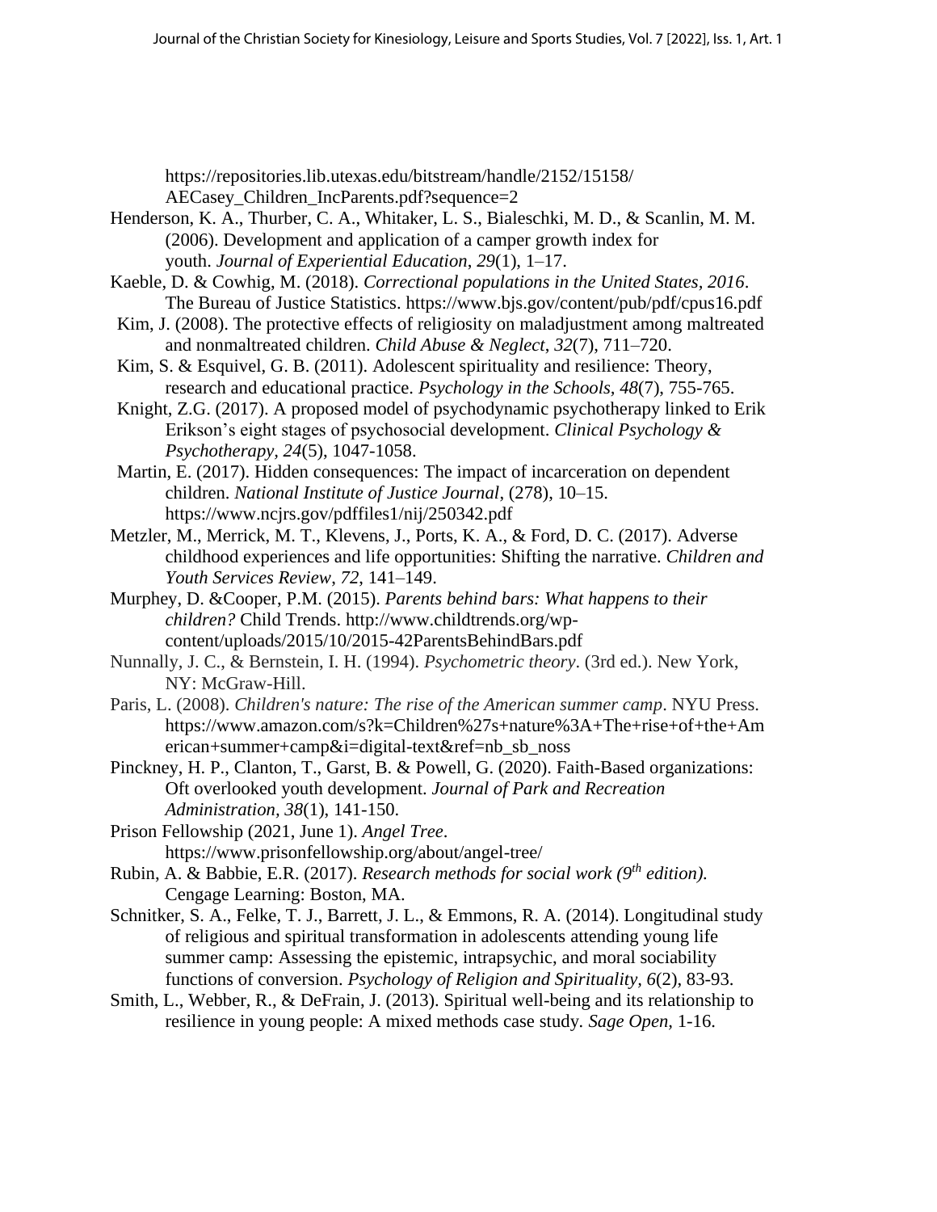https://repositories.lib.utexas.edu/bitstream/handle/2152/15158/AECasey_Children_IncParents.pdf?sequence=2

Henderson, K. A., Thurber, C. A., Whitaker, L. S., Bialeschki, M. D., & Scanlin, M. M. (2006). Development and application of a camper growth index for youth. *Journal of Experiential Education*, *29*(1), 1–17.

Kaeble, D. & Cowhig, M. (2018). *Correctional populations in the United States, 2016*. The Bureau of Justice Statistics. https://www.bjs.gov/content/pub/pdf/cpus16.pdf

Kim, J. (2008). The protective effects of religiosity on maladjustment among maltreated and nonmaltreated children. *Child Abuse & Neglect*, *32*(7), 711–720.

Kim, S. & Esquivel, G. B. (2011). Adolescent spirituality and resilience: Theory, research and educational practice. *Psychology in the Schools, 48*(7), 755-765.

Knight, Z.G. (2017). A proposed model of psychodynamic psychotherapy linked to Erik Erikson's eight stages of psychosocial development. *Clinical Psychology & Psychotherapy, 24*(5), 1047-1058.

Martin, E. (2017). Hidden consequences: The impact of incarceration on dependent children. *National Institute of Justice Journal*, (278), 10–15. https://www.ncjrs.gov/pdffiles1/nij/250342.pdf

Metzler, M., Merrick, M. T., Klevens, J., Ports, K. A., & Ford, D. C. (2017). Adverse childhood experiences and life opportunities: Shifting the narrative. *Children and Youth Services Review*, *72*, 141–149.

Murphey, D. &Cooper, P.M. (2015). *Parents behind bars: What happens to their children?* Child Trends. http://www.childtrends.org/wp-content/uploads/2015/10/2015-42ParentsBehindBars.pdf

Nunnally, J. C., & Bernstein, I. H. (1994). *Psychometric theory*. (3rd ed.). New York, NY: McGraw-Hill.

Paris, L. (2008). *Children's nature: The rise of the American summer camp*. NYU Press. https://www.amazon.com/s?k=Children%27s+nature%3A+The+rise+of+the+American+summer+camp&i=digital-text&ref=nb_sb_noss

Pinckney, H. P., Clanton, T., Garst, B. & Powell, G. (2020). Faith-Based organizations: Oft overlooked youth development. *Journal of Park and Recreation Administration*, *38*(1), 141-150.

Prison Fellowship (2021, June 1). *Angel Tree*. https://www.prisonfellowship.org/about/angel-tree/

Rubin, A. & Babbie, E.R. (2017). *Research methods for social work (9th edition).* Cengage Learning: Boston, MA.

Schnitker, S. A., Felke, T. J., Barrett, J. L., & Emmons, R. A. (2014). Longitudinal study of religious and spiritual transformation in adolescents attending young life summer camp: Assessing the epistemic, intrapsychic, and moral sociability functions of conversion. *Psychology of Religion and Spirituality, 6*(2), 83-93.

Smith, L., Webber, R., & DeFrain, J. (2013). Spiritual well-being and its relationship to resilience in young people: A mixed methods case study. *Sage Open*, 1-16.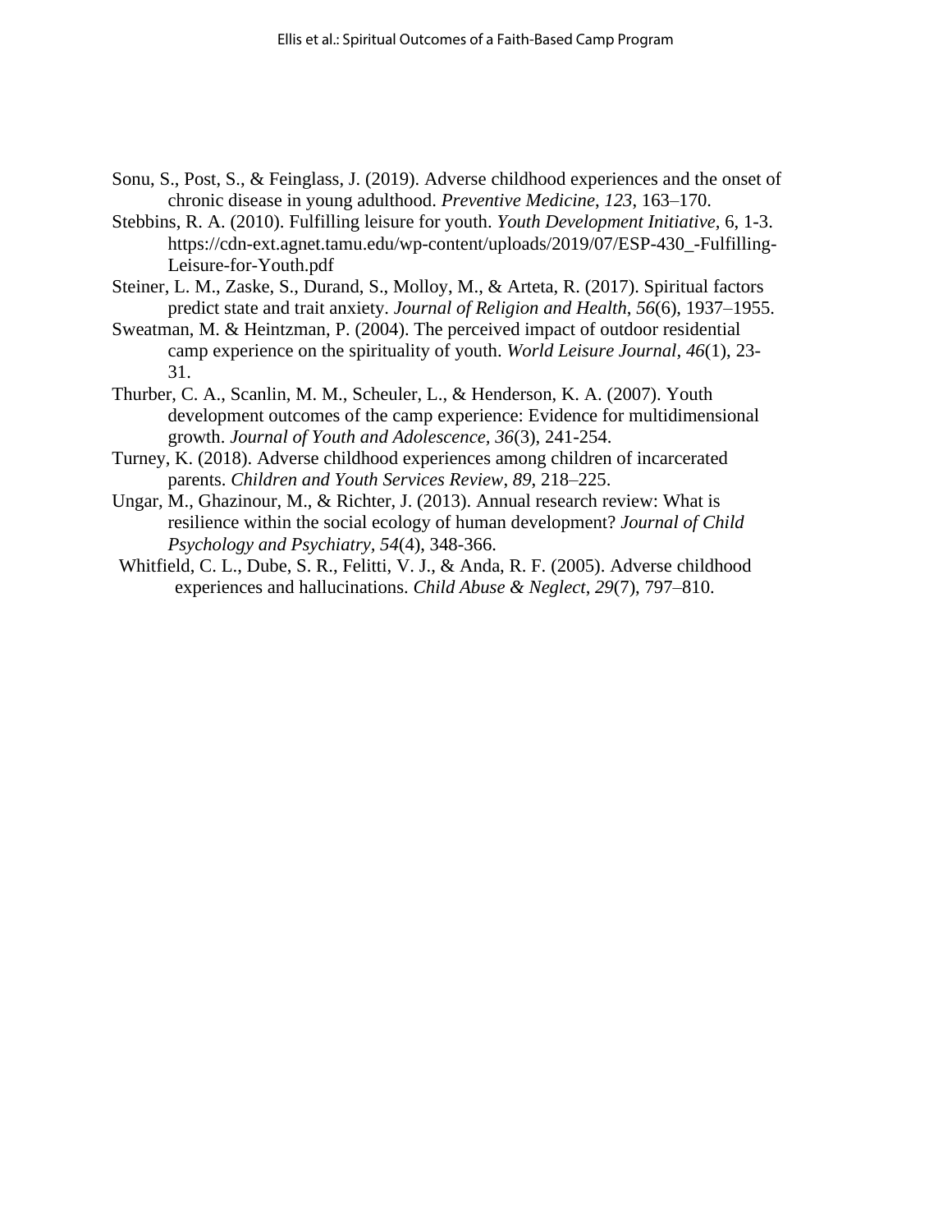Sonu, S., Post, S., & Feinglass, J. (2019). Adverse childhood experiences and the onset of chronic disease in young adulthood. *Preventive Medicine*, *123*, 163–170.

Stebbins, R. A. (2010). Fulfilling leisure for youth. *Youth Development Initiative*, 6, 1-3. https://cdn-ext.agnet.tamu.edu/wp-content/uploads/2019/07/ESP-430_-Fulfilling-Leisure-for-Youth.pdf

Steiner, L. M., Zaske, S., Durand, S., Molloy, M., & Arteta, R. (2017). Spiritual factors predict state and trait anxiety. *Journal of Religion and Health*, *56*(6), 1937–1955.

Sweatman, M. & Heintzman, P. (2004). The perceived impact of outdoor residential camp experience on the spirituality of youth. *World Leisure Journal*, *46*(1), 23-31.

Thurber, C. A., Scanlin, M. M., Scheuler, L., & Henderson, K. A. (2007). Youth development outcomes of the camp experience: Evidence for multidimensional growth. *Journal of Youth and Adolescence*, *36*(3), 241-254.

Turney, K. (2018). Adverse childhood experiences among children of incarcerated parents. *Children and Youth Services Review*, *89*, 218–225.

Ungar, M., Ghazinour, M., & Richter, J. (2013). Annual research review: What is resilience within the social ecology of human development? *Journal of Child Psychology and Psychiatry*, *54*(4), 348-366.

Whitfield, C. L., Dube, S. R., Felitti, V. J., & Anda, R. F. (2005). Adverse childhood experiences and hallucinations. *Child Abuse & Neglect*, *29*(7), 797–810.